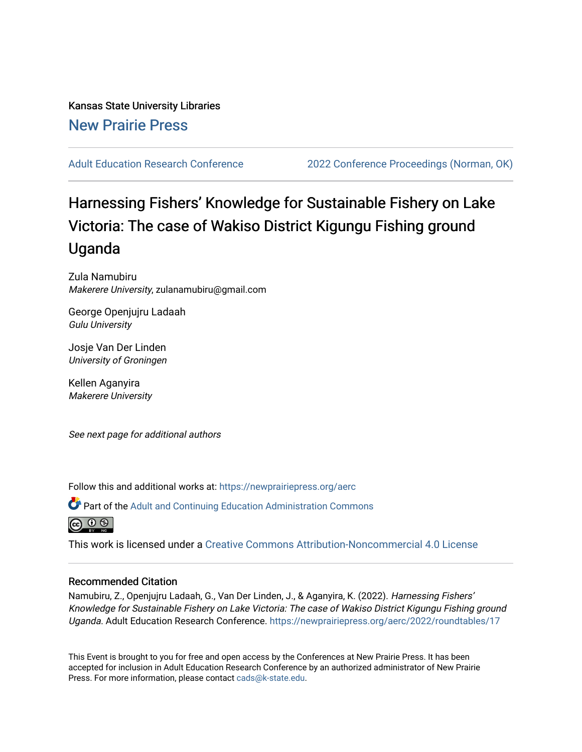Kansas State University Libraries

New Prairie Press

Adult Education Research Conference | 2022 Conference Proceedings (Norman, OK)

# Harnessing Fishers' Knowledge for Sustainable Fishery on Lake Victoria: The case of Wakiso District Kigungu Fishing ground Uganda

Zula Namubiru
*Makerere University*, zulanamubiru@gmail.com

George Openjujru Ladaah
*Gulu University*

Josje Van Der Linden
*University of Groningen*

Kellen Aganyira
*Makerere University*

*See next page for additional authors*

Follow this and additional works at: https://newprairiepress.org/aerc

Part of the Adult and Continuing Education Administration Commons

This work is licensed under a Creative Commons Attribution-Noncommercial 4.0 License

## Recommended Citation

Namubiru, Z., Openjujru Ladaah, G., Van Der Linden, J., & Aganyira, K. (2022). *Harnessing Fishers' Knowledge for Sustainable Fishery on Lake Victoria: The case of Wakiso District Kigungu Fishing ground Uganda*. Adult Education Research Conference. https://newprairiepress.org/aerc/2022/roundtables/17

This Event is brought to you for free and open access by the Conferences at New Prairie Press. It has been accepted for inclusion in Adult Education Research Conference by an authorized administrator of New Prairie Press. For more information, please contact cads@k-state.edu.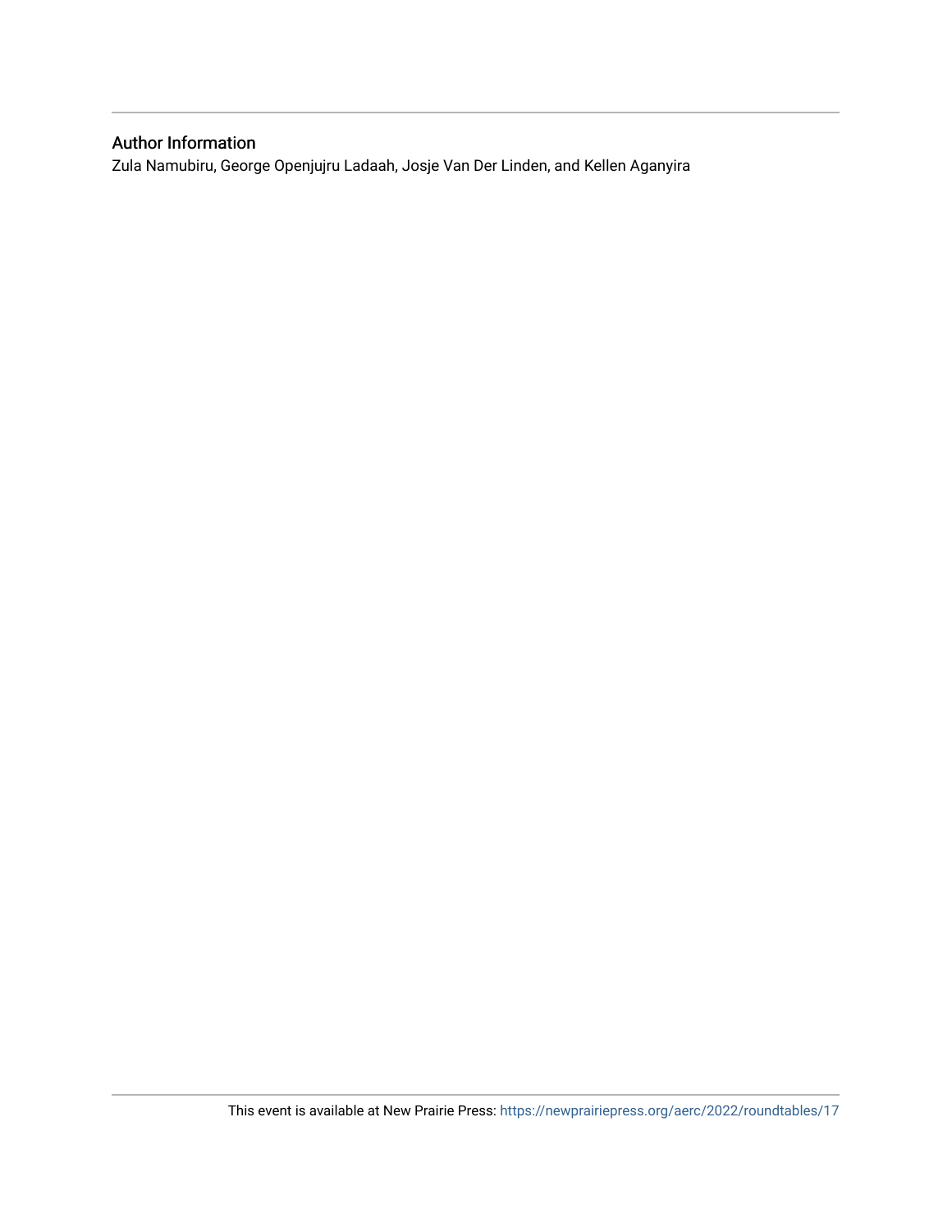## Author Information

Zula Namubiru, George Openjujru Ladaah, Josje Van Der Linden, and Kellen Aganyira

This event is available at New Prairie Press: https://newprairiepress.org/aerc/2022/roundtables/17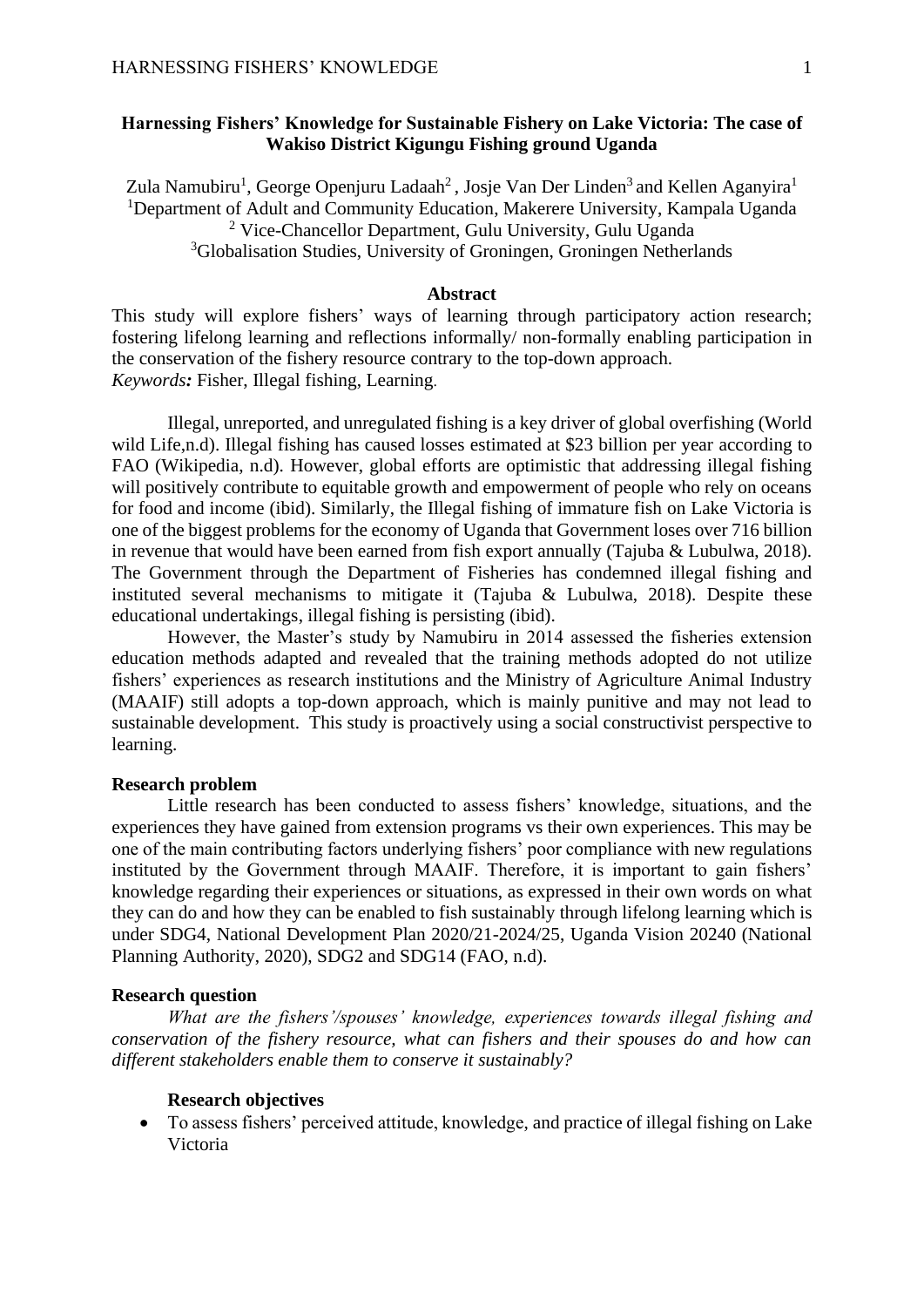**Harnessing Fishers' Knowledge for Sustainable Fishery on Lake Victoria: The case of Wakiso District Kigungu Fishing ground Uganda**

Zula Namubiru[1], George Openjuru Ladaah[2] , Josje Van Der Linden[3] and Kellen Aganyira[1]
[1]Department of Adult and Community Education, Makerere University, Kampala Uganda
[2] Vice-Chancellor Department, Gulu University, Gulu Uganda
[3]Globalisation Studies, University of Groningen, Groningen Netherlands

**Abstract**

This study will explore fishers' ways of learning through participatory action research; fostering lifelong learning and reflections informally/ non-formally enabling participation in the conservation of the fishery resource contrary to the top-down approach.
*Keywords:* Fisher, Illegal fishing, Learning.

Illegal, unreported, and unregulated fishing is a key driver of global overfishing (World wild Life,n.d). Illegal fishing has caused losses estimated at $23 billion per year according to FAO (Wikipedia, n.d). However, global efforts are optimistic that addressing illegal fishing will positively contribute to equitable growth and empowerment of people who rely on oceans for food and income (ibid). Similarly, the Illegal fishing of immature fish on Lake Victoria is one of the biggest problems for the economy of Uganda that Government loses over 716 billion in revenue that would have been earned from fish export annually (Tajuba & Lubulwa, 2018). The Government through the Department of Fisheries has condemned illegal fishing and instituted several mechanisms to mitigate it (Tajuba & Lubulwa, 2018). Despite these educational undertakings, illegal fishing is persisting (ibid).

However, the Master's study by Namubiru in 2014 assessed the fisheries extension education methods adapted and revealed that the training methods adopted do not utilize fishers' experiences as research institutions and the Ministry of Agriculture Animal Industry (MAAIF) still adopts a top-down approach, which is mainly punitive and may not lead to sustainable development. This study is proactively using a social constructivist perspective to learning.

**Research problem**

Little research has been conducted to assess fishers' knowledge, situations, and the experiences they have gained from extension programs vs their own experiences. This may be one of the main contributing factors underlying fishers' poor compliance with new regulations instituted by the Government through MAAIF. Therefore, it is important to gain fishers' knowledge regarding their experiences or situations, as expressed in their own words on what they can do and how they can be enabled to fish sustainably through lifelong learning which is under SDG4, National Development Plan 2020/21-2024/25, Uganda Vision 20240 (National Planning Authority, 2020), SDG2 and SDG14 (FAO, n.d).

**Research question**

*What are the fishers'/spouses' knowledge, experiences towards illegal fishing and conservation of the fishery resource, what can fishers and their spouses do and how can different stakeholders enable them to conserve it sustainably?*

**Research objectives**

- To assess fishers' perceived attitude, knowledge, and practice of illegal fishing on Lake Victoria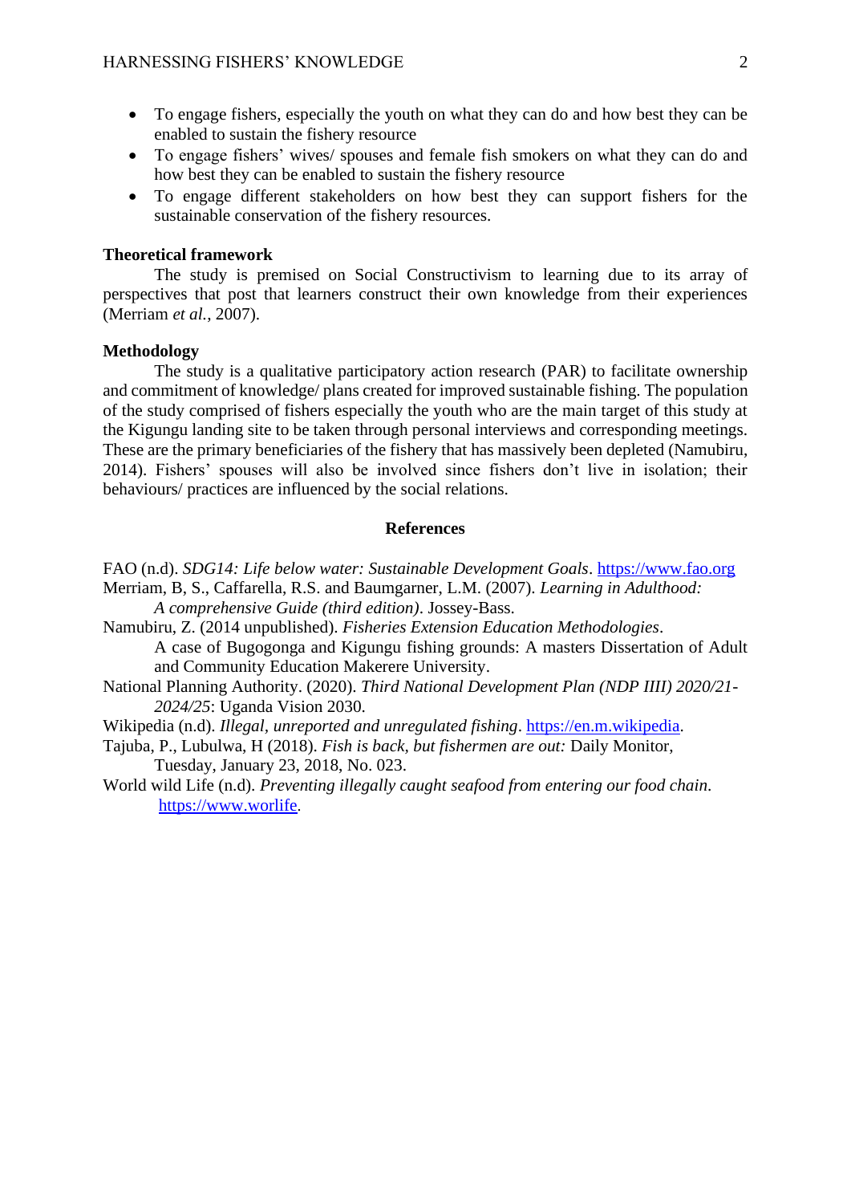- To engage fishers, especially the youth on what they can do and how best they can be enabled to sustain the fishery resource
- To engage fishers' wives/ spouses and female fish smokers on what they can do and how best they can be enabled to sustain the fishery resource
- To engage different stakeholders on how best they can support fishers for the sustainable conservation of the fishery resources.

**Theoretical framework**

The study is premised on Social Constructivism to learning due to its array of perspectives that post that learners construct their own knowledge from their experiences (Merriam *et al.*, 2007).

**Methodology**

The study is a qualitative participatory action research (PAR) to facilitate ownership and commitment of knowledge/ plans created for improved sustainable fishing. The population of the study comprised of fishers especially the youth who are the main target of this study at the Kigungu landing site to be taken through personal interviews and corresponding meetings. These are the primary beneficiaries of the fishery that has massively been depleted (Namubiru, 2014). Fishers' spouses will also be involved since fishers don't live in isolation; their behaviours/ practices are influenced by the social relations.

**References**

FAO (n.d). *SDG14: Life below water: Sustainable Development Goals*. https://www.fao.org

Merriam, B, S., Caffarella, R.S. and Baumgarner, L.M. (2007). *Learning in Adulthood: A comprehensive Guide (third edition)*. Jossey-Bass.

Namubiru, Z. (2014 unpublished). *Fisheries Extension Education Methodologies*. A case of Bugogonga and Kigungu fishing grounds: A masters Dissertation of Adult and Community Education Makerere University.

National Planning Authority. (2020). *Third National Development Plan (NDP IIII) 2020/21-2024/25*: Uganda Vision 2030.

Wikipedia (n.d). *Illegal, unreported and unregulated fishing*. https://en.m.wikipedia.

Tajuba, P., Lubulwa, H (2018). *Fish is back, but fishermen are out:* Daily Monitor, Tuesday, January 23, 2018, No. 023.

World wild Life (n.d). *Preventing illegally caught seafood from entering our food chain*. https://www.worlife.